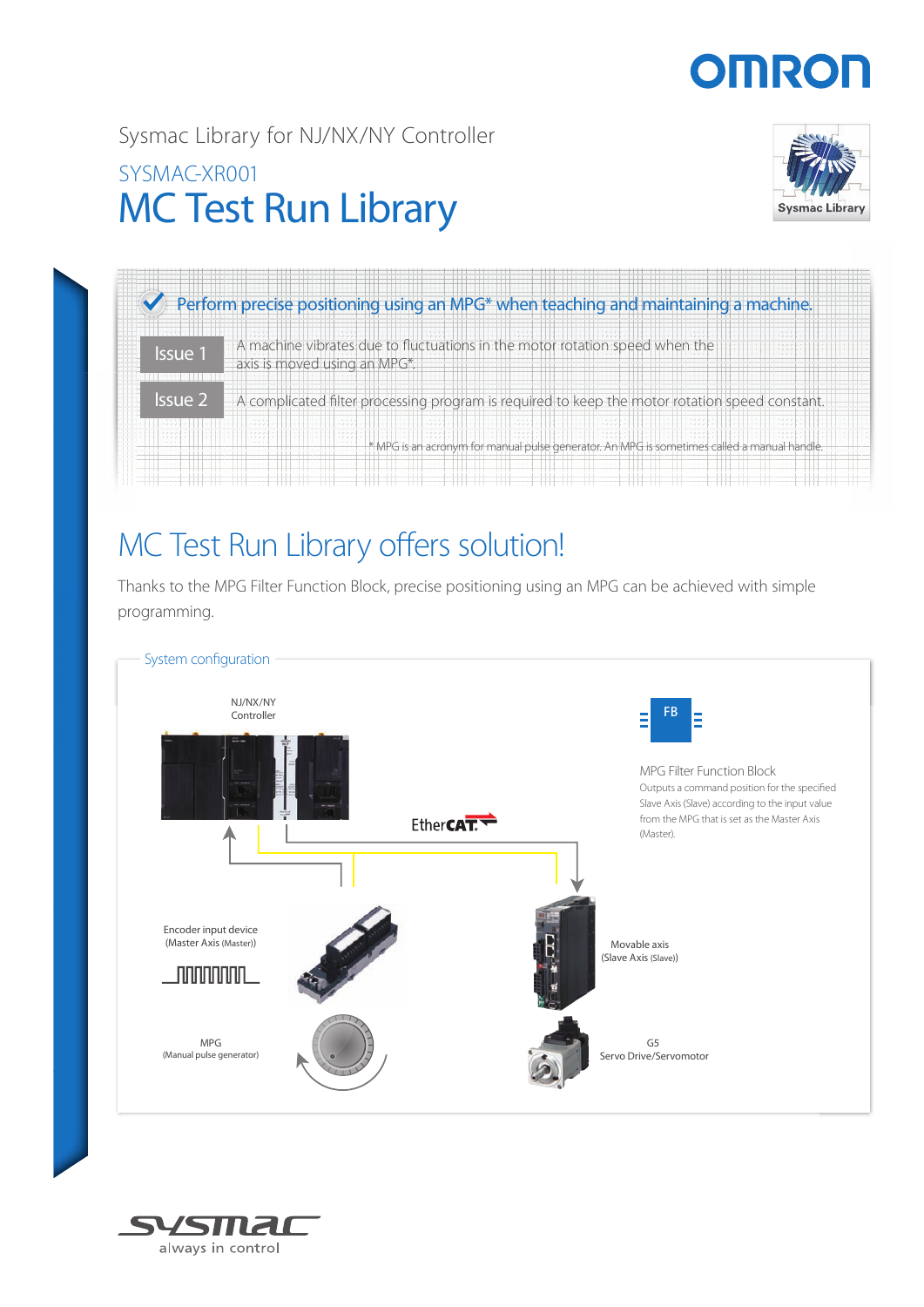Sysmac Library for NJ/NX/NY Controller

SYSMAC-XR001

# MC Test Run Library

Perform precise positioning using an MPG* when teaching and maintaining a machine.

**Issue 1** A machine vibrates due to fluctuations in the motor rotation speed when the axis is moved using an MPG*.

**Issue 2** A complicated filter processing program is required to keep the motor rotation speed constant.

\* MPG is an acronym for manual pulse generator. An MPG is sometimes called a manual handle.

## MC Test Run Library offers solution!

Thanks to the MPG Filter Function Block, precise positioning using an MPG can be achieved with simple programming.

### System configuration

NJ/NX/NY Controller

EtherCAT

FB

MPG Filter Function Block

Outputs a command position for the specified Slave Axis (Slave) according to the input value from the MPG that is set as the Master Axis (Master).

Encoder input device (Master Axis (Master))

Movable axis (Slave Axis (Slave))

MPG (Manual pulse generator)

G5 Servo Drive/Servomotor

sysmac always in control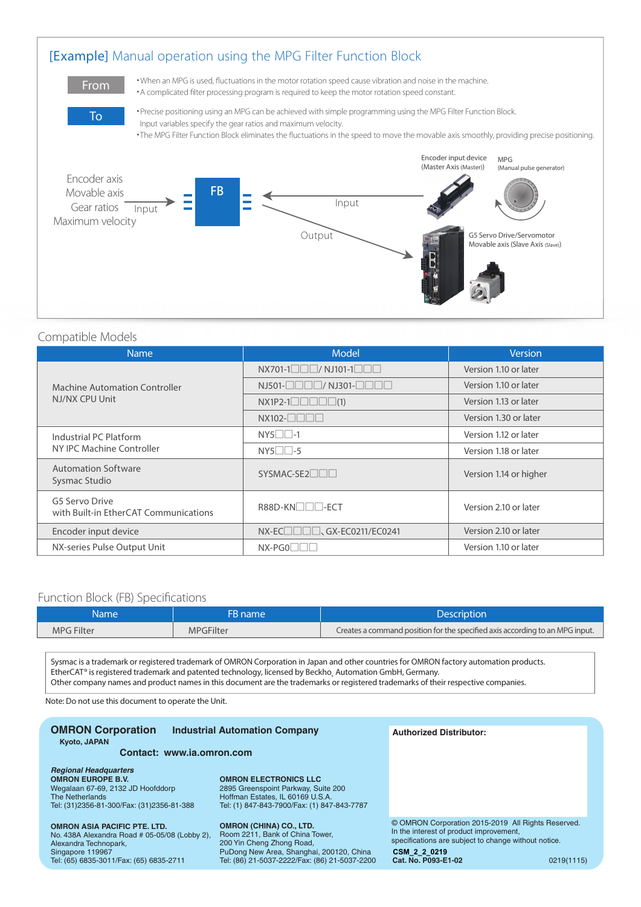## [Example] Manual operation using the MPG Filter Function Block

**From**

- When an MPG is used, fluctuations in the motor rotation speed cause vibration and noise in the machine.
- A complicated filter processing program is required to keep the motor rotation speed constant.

**To**

- Precise positioning using an MPG can be achieved with simple programming using the MPG Filter Function Block. Input variables specify the gear ratios and maximum velocity.
- The MPG Filter Function Block eliminates the fluctuations in the speed to move the movable axis smoothly, providing precise positioning.

Encoder axis
Movable axis
Gear ratios
Maximum velocity
Input
FB
Input
Output
Encoder input device (Master Axis (Master))
MPG (Manual pulse generator)
G5 Servo Drive/Servomotor
Movable axis (Slave Axis (Slave))

### Compatible Models

| Name | Model | Version |
|---|---|---|
| Machine Automation Controller NJ/NX CPU Unit | NX701-1□□□/ NJ101-1□□□ | Version 1.10 or later |
| | NJ501-□□□□/ NJ301-□□□□ | Version 1.10 or later |
| | NX1P2-1□□□□□(1) | Version 1.13 or later |
| | NX102-□□□□ | Version 1.30 or later |
| Industrial PC Platform NY IPC Machine Controller | NY5□□-1 | Version 1.12 or later |
| | NY5□□-5 | Version 1.18 or later |
| Automation Software Sysmac Studio | SYSMAC-SE2□□□ | Version 1.14 or higher |
| G5 Servo Drive with Built-in EtherCAT Communications | R88D-KN□□□-ECT | Version 2.10 or later |
| Encoder input device | NX-EC□□□□, GX-EC0211/EC0241 | Version 2.10 or later |
| NX-series Pulse Output Unit | NX-PG0□□□ | Version 1.10 or later |

### Function Block (FB) Specifications

| Name | FB name | Description |
|---|---|---|
| MPG Filter | MPGFilter | Creates a command position for the specified axis according to an MPG input. |

Sysmac is a trademark or registered trademark of OMRON Corporation in Japan and other countries for OMRON factory automation products.
EtherCAT® is registered trademark and patented technology, licensed by Beckhoff Automation GmbH, Germany.
Other company names and product names in this document are the trademarks or registered trademarks of their respective companies.

Note: Do not use this document to operate the Unit.

**OMRON Corporation** **Industrial Automation Company**
**Kyoto, JAPAN**

**Contact: www.ia.omron.com**

***Regional Headquarters***

**OMRON EUROPE B.V.**
Wegalaan 67-69, 2132 JD Hoofddorp
The Netherlands
Tel: (31)2356-81-300/Fax: (31)2356-81-388

**OMRON ASIA PACIFIC PTE. LTD.**
No. 438A Alexandra Road # 05-05/08 (Lobby 2),
Alexandra Technopark,
Singapore 119967
Tel: (65) 6835-3011/Fax: (65) 6835-2711

**OMRON ELECTRONICS LLC**
2895 Greenspoint Parkway, Suite 200
Hoffman Estates, IL 60169 U.S.A.
Tel: (1) 847-843-7900/Fax: (1) 847-843-7787

**OMRON (CHINA) CO., LTD.**
Room 2211, Bank of China Tower,
200 Yin Cheng Zhong Road,
PuDong New Area, Shanghai, 200120, China
Tel: (86) 21-5037-2222/Fax: (86) 21-5037-2200

**Authorized Distributor:**

© OMRON Corporation 2015-2019 All Rights Reserved.
In the interest of product improvement,
specifications are subject to change without notice.

**CSM_2_2_0219**
**Cat. No. P093-E1-02** 0219(1115)